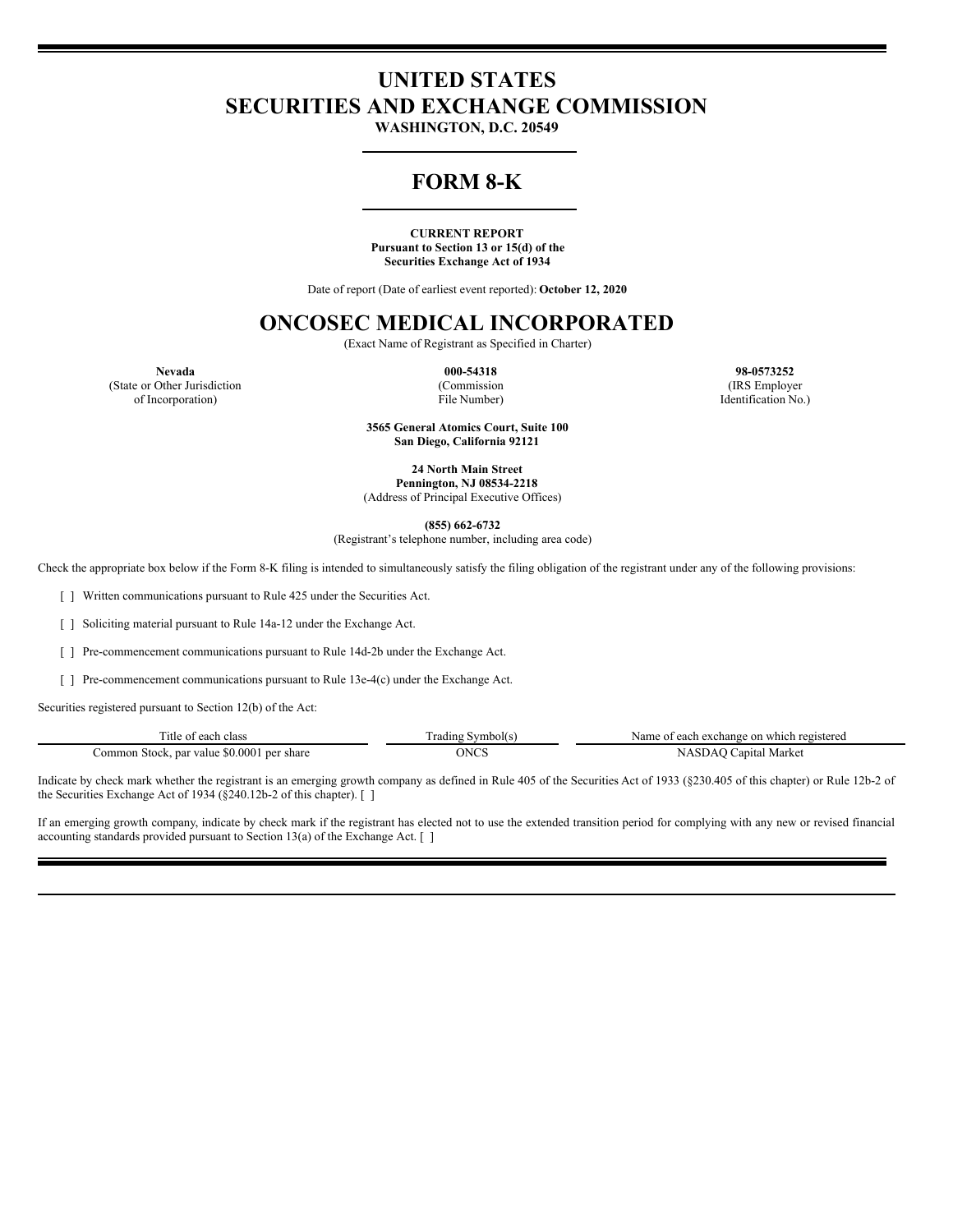# UNITED STATES
# SECURITIES AND EXCHANGE COMMISSION

**WASHINGTON, D.C. 20549**

## FORM 8-K

**CURRENT REPORT**
**Pursuant to Section 13 or 15(d) of the**
**Securities Exchange Act of 1934**

Date of report (Date of earliest event reported): **October 12, 2020**

# ONCOSEC MEDICAL INCORPORATED

(Exact Name of Registrant as Specified in Charter)

| **Nevada** | **000-54318** | **98-0573252** |
|---|---|---|
| (State or Other Jurisdiction of Incorporation) | (Commission File Number) | (IRS Employer Identification No.) |

**3565 General Atomics Court, Suite 100**
**San Diego, California 92121**

**24 North Main Street**
**Pennington, NJ 08534-2218**
(Address of Principal Executive Offices)

**(855) 662-6732**
(Registrant's telephone number, including area code)

Check the appropriate box below if the Form 8-K filing is intended to simultaneously satisfy the filing obligation of the registrant under any of the following provisions:

[ ] Written communications pursuant to Rule 425 under the Securities Act.

[ ] Soliciting material pursuant to Rule 14a-12 under the Exchange Act.

[ ] Pre-commencement communications pursuant to Rule 14d-2b under the Exchange Act.

[ ] Pre-commencement communications pursuant to Rule 13e-4(c) under the Exchange Act.

Securities registered pursuant to Section 12(b) of the Act:

| Title of each class | Trading Symbol(s) | Name of each exchange on which registered |
|---|---|---|
| Common Stock, par value $0.0001 per share | ONCS | NASDAQ Capital Market |

Indicate by check mark whether the registrant is an emerging growth company as defined in Rule 405 of the Securities Act of 1933 (§230.405 of this chapter) or Rule 12b-2 of the Securities Exchange Act of 1934 (§240.12b-2 of this chapter). [ ]

If an emerging growth company, indicate by check mark if the registrant has elected not to use the extended transition period for complying with any new or revised financial accounting standards provided pursuant to Section 13(a) of the Exchange Act. [ ]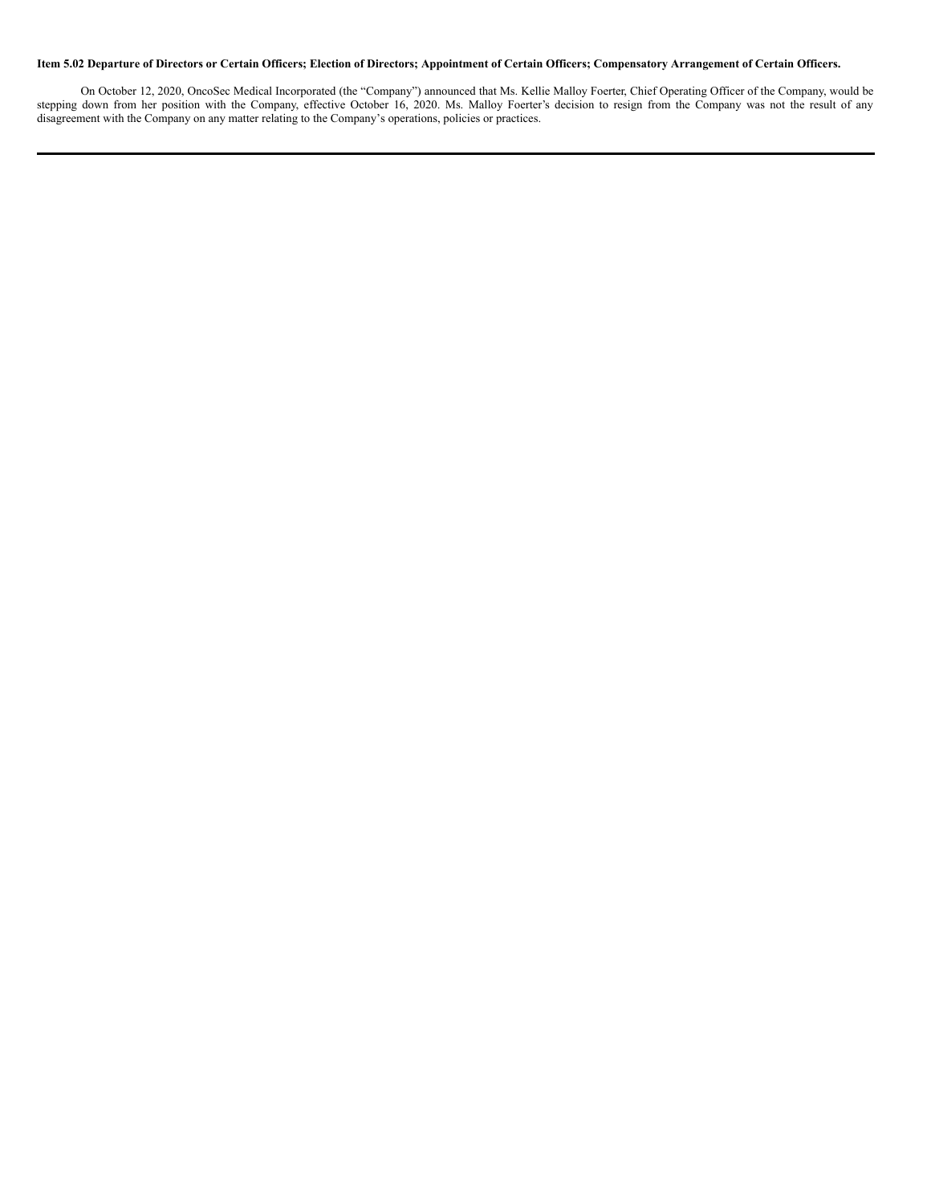**Item 5.02 Departure of Directors or Certain Officers; Election of Directors; Appointment of Certain Officers; Compensatory Arrangement of Certain Officers.**

On October 12, 2020, OncoSec Medical Incorporated (the "Company") announced that Ms. Kellie Malloy Foerter, Chief Operating Officer of the Company, would be stepping down from her position with the Company, effective October 16, 2020. Ms. Malloy Foerter's decision to resign from the Company was not the result of any disagreement with the Company on any matter relating to the Company's operations, policies or practices.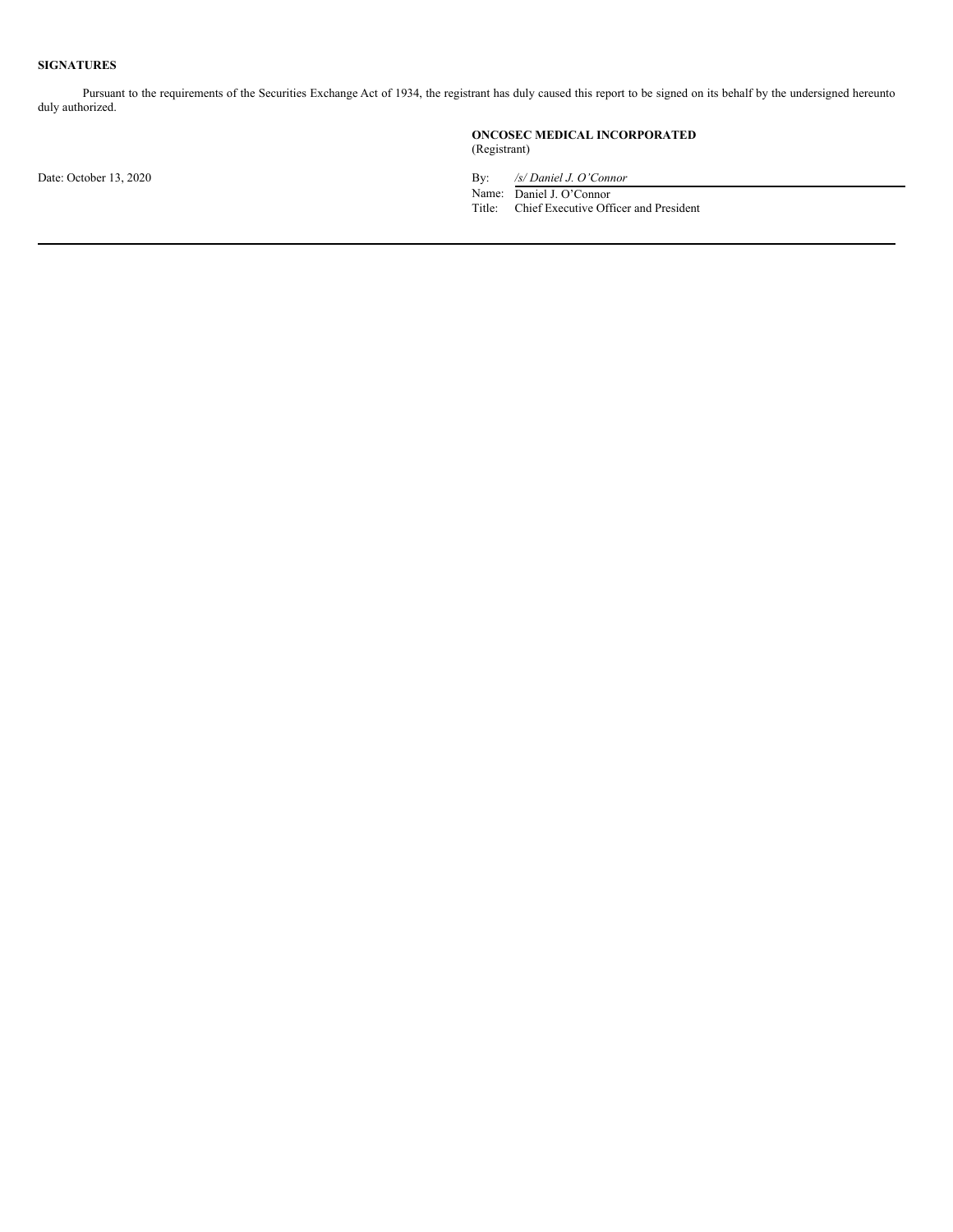**SIGNATURES**

Pursuant to the requirements of the Securities Exchange Act of 1934, the registrant has duly caused this report to be signed on its behalf by the undersigned hereunto duly authorized.

**ONCOSEC MEDICAL INCORPORATED**
(Registrant)

Date: October 13, 2020

By: */s/ Daniel J. O'Connor*
Name: Daniel J. O'Connor
Title: Chief Executive Officer and President